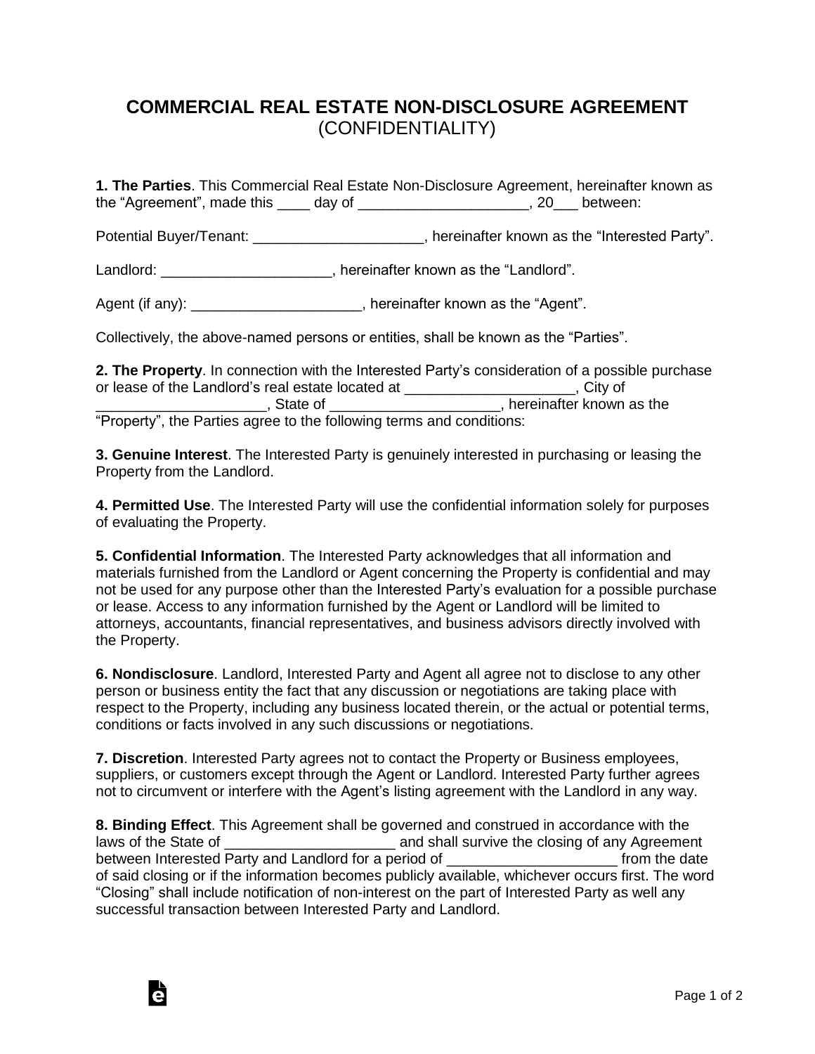# COMMERCIAL REAL ESTATE NON-DISCLOSURE AGREEMENT
## (CONFIDENTIALITY)

**1. The Parties**. This Commercial Real Estate Non-Disclosure Agreement, hereinafter known as the "Agreement", made this ____ day of ____________________, 20___ between:

Potential Buyer/Tenant: ____________________, hereinafter known as the "Interested Party".

Landlord: ____________________, hereinafter known as the "Landlord".

Agent (if any): ____________________, hereinafter known as the "Agent".

Collectively, the above-named persons or entities, shall be known as the "Parties".

**2. The Property**. In connection with the Interested Party's consideration of a possible purchase or lease of the Landlord's real estate located at ____________________, City of ____________________, State of ____________________, hereinafter known as the "Property", the Parties agree to the following terms and conditions:

**3. Genuine Interest**. The Interested Party is genuinely interested in purchasing or leasing the Property from the Landlord.

**4. Permitted Use**. The Interested Party will use the confidential information solely for purposes of evaluating the Property.

**5. Confidential Information**. The Interested Party acknowledges that all information and materials furnished from the Landlord or Agent concerning the Property is confidential and may not be used for any purpose other than the Interested Party's evaluation for a possible purchase or lease. Access to any information furnished by the Agent or Landlord will be limited to attorneys, accountants, financial representatives, and business advisors directly involved with the Property.

**6. Nondisclosure**. Landlord, Interested Party and Agent all agree not to disclose to any other person or business entity the fact that any discussion or negotiations are taking place with respect to the Property, including any business located therein, or the actual or potential terms, conditions or facts involved in any such discussions or negotiations.

**7. Discretion**. Interested Party agrees not to contact the Property or Business employees, suppliers, or customers except through the Agent or Landlord. Interested Party further agrees not to circumvent or interfere with the Agent's listing agreement with the Landlord in any way.

**8. Binding Effect**. This Agreement shall be governed and construed in accordance with the laws of the State of ____________________ and shall survive the closing of any Agreement between Interested Party and Landlord for a period of ____________________ from the date of said closing or if the information becomes publicly available, whichever occurs first. The word "Closing" shall include notification of non-interest on the part of Interested Party as well any successful transaction between Interested Party and Landlord.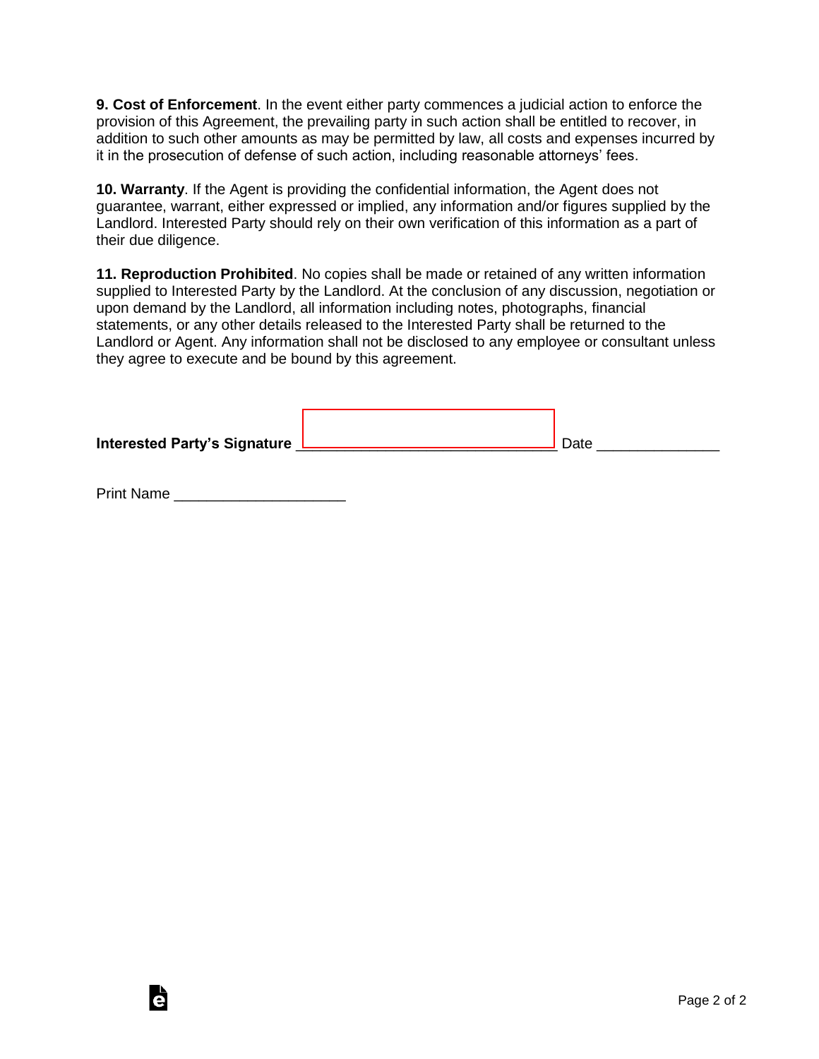**9. Cost of Enforcement**. In the event either party commences a judicial action to enforce the provision of this Agreement, the prevailing party in such action shall be entitled to recover, in addition to such other amounts as may be permitted by law, all costs and expenses incurred by it in the prosecution of defense of such action, including reasonable attorneys' fees.

**10. Warranty**. If the Agent is providing the confidential information, the Agent does not guarantee, warrant, either expressed or implied, any information and/or figures supplied by the Landlord. Interested Party should rely on their own verification of this information as a part of their due diligence.

**11. Reproduction Prohibited**. No copies shall be made or retained of any written information supplied to Interested Party by the Landlord. At the conclusion of any discussion, negotiation or upon demand by the Landlord, all information including notes, photographs, financial statements, or any other details released to the Interested Party shall be returned to the Landlord or Agent. Any information shall not be disclosed to any employee or consultant unless they agree to execute and be bound by this agreement.

**Interested Party's Signature** ______________________________ Date ______________

Print Name ____________________